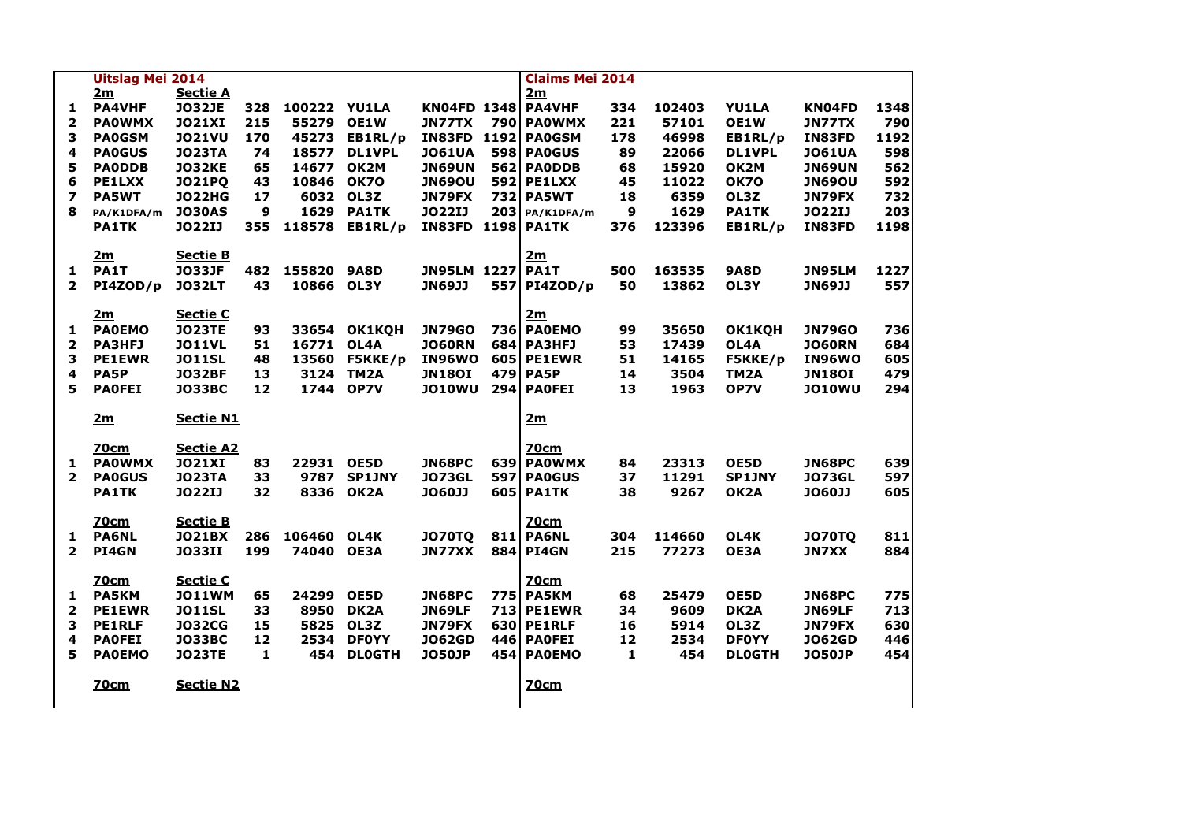| | Uitslag Mei 2014 | | | | | | | Claims Mei 2014 | | | | | |
|---|---|---|---|---|---|---|---|---|---|---|---|---|---|
| | **2m** | **Sectie A** | | | | | | **2m** | | | | | |
| 1 | PA4VHF | JO32JE | 328 | 100222 | YU1LA | KN04FD | 1348 | PA4VHF | 334 | 102403 | YU1LA | KN04FD | 1348 |
| 2 | PA0WMX | JO21XI | 215 | 55279 | OE1W | JN77TX | 790 | PA0WMX | 221 | 57101 | OE1W | JN77TX | 790 |
| 3 | PA0GSM | JO21VU | 170 | 45273 | EB1RL/p | IN83FD | 1192 | PA0GSM | 178 | 46998 | EB1RL/p | IN83FD | 1192 |
| 4 | PA0GUS | JO23TA | 74 | 18577 | DL1VPL | JO61UA | 598 | PA0GUS | 89 | 22066 | DL1VPL | JO61UA | 598 |
| 5 | PA0DDB | JO32KE | 65 | 14677 | OK2M | JN69UN | 562 | PA0DDB | 68 | 15920 | OK2M | JN69UN | 562 |
| 6 | PE1LXX | JO21PQ | 43 | 10846 | OK7O | JN69OU | 592 | PE1LXX | 45 | 11022 | OK7O | JN69OU | 592 |
| 7 | PA5WT | JO22HG | 17 | 6032 | OL3Z | JN79FX | 732 | PA5WT | 18 | 6359 | OL3Z | JN79FX | 732 |
| 8 | PA/K1DFA/m | JO30AS | 9 | 1629 | PA1TK | JO22IJ | 203 | PA/K1DFA/m | 9 | 1629 | PA1TK | JO22IJ | 203 |
| | PA1TK | JO22IJ | 355 | 118578 | EB1RL/p | IN83FD | 1198 | PA1TK | 376 | 123396 | EB1RL/p | IN83FD | 1198 |
| | | | | | | | | | | | | | |
| | **2m** | **Sectie B** | | | | | | **2m** | | | | | |
| 1 | PA1T | JO33JF | 482 | 155820 | 9A8D | JN95LM | 1227 | PA1T | 500 | 163535 | 9A8D | JN95LM | 1227 |
| 2 | PI4ZOD/p | JO32LT | 43 | 10866 | OL3Y | JN69JJ | 557 | PI4ZOD/p | 50 | 13862 | OL3Y | JN69JJ | 557 |
| | | | | | | | | | | | | | |
| | **2m** | **Sectie C** | | | | | | **2m** | | | | | |
| 1 | PA0EMO | JO23TE | 93 | 33654 | OK1KQH | JN79GO | 736 | PA0EMO | 99 | 35650 | OK1KQH | JN79GO | 736 |
| 2 | PA3HFJ | JO11VL | 51 | 16771 | OL4A | JO60RN | 684 | PA3HFJ | 53 | 17439 | OL4A | JO60RN | 684 |
| 3 | PE1EWR | JO11SL | 48 | 13560 | F5KKE/p | IN96WO | 605 | PE1EWR | 51 | 14165 | F5KKE/p | IN96WO | 605 |
| 4 | PA5P | JO32BF | 13 | 3124 | TM2A | JN18OI | 479 | PA5P | 14 | 3504 | TM2A | JN18OI | 479 |
| 5 | PA0FEI | JO33BC | 12 | 1744 | OP7V | JO10WU | 294 | PA0FEI | 13 | 1963 | OP7V | JO10WU | 294 |
| | | | | | | | | | | | | | |
| | **2m** | **Sectie N1** | | | | | | **2m** | | | | | |
| | | | | | | | | | | | | | |
| | **70cm** | **Sectie A2** | | | | | | **70cm** | | | | | |
| 1 | PA0WMX | JO21XI | 83 | 22931 | OE5D | JN68PC | 639 | PA0WMX | 84 | 23313 | OE5D | JN68PC | 639 |
| 2 | PA0GUS | JO23TA | 33 | 9787 | SP1JNY | JO73GL | 597 | PA0GUS | 37 | 11291 | SP1JNY | JO73GL | 597 |
| | PA1TK | JO22IJ | 32 | 8336 | OK2A | JO60JJ | 605 | PA1TK | 38 | 9267 | OK2A | JO60JJ | 605 |
| | | | | | | | | | | | | | |
| | **70cm** | **Sectie B** | | | | | | **70cm** | | | | | |
| 1 | PA6NL | JO21BX | 286 | 106460 | OL4K | JO70TQ | 811 | PA6NL | 304 | 114660 | OL4K | JO70TQ | 811 |
| 2 | PI4GN | JO33II | 199 | 74040 | OE3A | JN77XX | 884 | PI4GN | 215 | 77273 | OE3A | JN7XX | 884 |
| | | | | | | | | | | | | | |
| | **70cm** | **Sectie C** | | | | | | **70cm** | | | | | |
| 1 | PA5KM | JO11WM | 65 | 24299 | OE5D | JN68PC | 775 | PA5KM | 68 | 25479 | OE5D | JN68PC | 775 |
| 2 | PE1EWR | JO11SL | 33 | 8950 | DK2A | JN69LF | 713 | PE1EWR | 34 | 9609 | DK2A | JN69LF | 713 |
| 3 | PE1RLF | JO32CG | 15 | 5825 | OL3Z | JN79FX | 630 | PE1RLF | 16 | 5914 | OL3Z | JN79FX | 630 |
| 4 | PA0FEI | JO33BC | 12 | 2534 | DF0YY | JO62GD | 446 | PA0FEI | 12 | 2534 | DF0YY | JO62GD | 446 |
| 5 | PA0EMO | JO23TE | 1 | 454 | DL0GTH | JO50JP | 454 | PA0EMO | 1 | 454 | DL0GTH | JO50JP | 454 |
| | | | | | | | | | | | | | |
| | **70cm** | **Sectie N2** | | | | | | **70cm** | | | | | |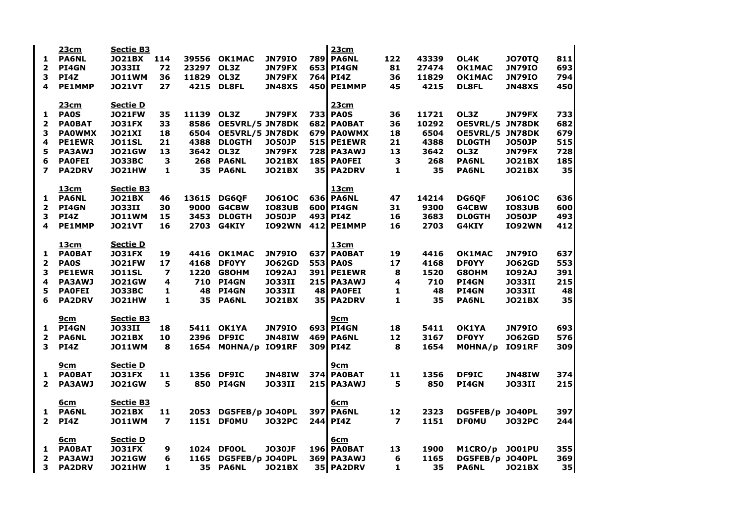| | 23cm | Sectie B3 | | | | | | 23cm | | | | | |
|---|---|---|---|---|---|---|---|---|---|---|---|---|---|
| 1 | PA6NL | JO21BX | 114 | 39556 | OK1MAC | JN79IO | 789 | PA6NL | 122 | 43339 | OL4K | JO70TQ | 811 |
| 2 | PI4GN | JO33II | 72 | 23297 | OL3Z | JN79FX | 653 | PI4GN | 81 | 27474 | OK1MAC | JN79IO | 693 |
| 3 | PI4Z | JO11WM | 36 | 11829 | OL3Z | JN79FX | 764 | PI4Z | 36 | 11829 | OK1MAC | JN79IO | 794 |
| 4 | PE1MMP | JO21VT | 27 | 4215 | DL8FL | JN48XS | 450 | PE1MMP | 45 | 4215 | DL8FL | JN48XS | 450 |

| | 23cm | Sectie D | | | | | | 23cm | | | | | |
|---|---|---|---|---|---|---|---|---|---|---|---|---|---|
| 1 | PA0S | JO21FW | 35 | 11139 | OL3Z | JN79FX | 733 | PA0S | 36 | 11721 | OL3Z | JN79FX | 733 |
| 2 | PA0BAT | JO31FX | 33 | 8586 | OE5VRL/5 | JN78DK | 682 | PA0BAT | 36 | 10292 | OE5VRL/5 | JN78DK | 682 |
| 3 | PA0WMX | JO21XI | 18 | 6504 | OE5VRL/5 | JN78DK | 679 | PA0WMX | 18 | 6504 | OE5VRL/5 | JN78DK | 679 |
| 4 | PE1EWR | JO11SL | 21 | 4388 | DL0GTH | JO50JP | 515 | PE1EWR | 21 | 4388 | DL0GTH | JO50JP | 515 |
| 5 | PA3AWJ | JO21GW | 13 | 3642 | OL3Z | JN79FX | 728 | PA3AWJ | 13 | 3642 | OL3Z | JN79FX | 728 |
| 6 | PA0FEI | JO33BC | 3 | 268 | PA6NL | JO21BX | 185 | PA0FEI | 3 | 268 | PA6NL | JO21BX | 185 |
| 7 | PA2DRV | JO21HW | 1 | 35 | PA6NL | JO21BX | 35 | PA2DRV | 1 | 35 | PA6NL | JO21BX | 35 |

| | 13cm | Sectie B3 | | | | | | 13cm | | | | | |
|---|---|---|---|---|---|---|---|---|---|---|---|---|---|
| 1 | PA6NL | JO21BX | 46 | 13615 | DG6QF | JO61OC | 636 | PA6NL | 47 | 14214 | DG6QF | JO61OC | 636 |
| 2 | PI4GN | JO33II | 30 | 9000 | G4CBW | IO83UB | 600 | PI4GN | 31 | 9300 | G4CBW | IO83UB | 600 |
| 3 | PI4Z | JO11WM | 15 | 3453 | DL0GTH | JO50JP | 493 | PI4Z | 16 | 3683 | DL0GTH | JO50JP | 493 |
| 4 | PE1MMP | JO21VT | 16 | 2703 | G4KIY | IO92WN | 412 | PE1MMP | 16 | 2703 | G4KIY | IO92WN | 412 |

| | 13cm | Sectie D | | | | | | 13cm | | | | | |
|---|---|---|---|---|---|---|---|---|---|---|---|---|---|
| 1 | PA0BAT | JO31FX | 19 | 4416 | OK1MAC | JN79IO | 637 | PA0BAT | 19 | 4416 | OK1MAC | JN79IO | 637 |
| 2 | PA0S | JO21FW | 17 | 4168 | DF0YY | JO62GD | 553 | PA0S | 17 | 4168 | DF0YY | JO62GD | 553 |
| 3 | PE1EWR | JO11SL | 7 | 1220 | G8OHM | IO92AJ | 391 | PE1EWR | 8 | 1520 | G8OHM | IO92AJ | 391 |
| 4 | PA3AWJ | JO21GW | 4 | 710 | PI4GN | JO33II | 215 | PA3AWJ | 4 | 710 | PI4GN | JO33II | 215 |
| 5 | PA0FEI | JO33BC | 1 | 48 | PI4GN | JO33II | 48 | PA0FEI | 1 | 48 | PI4GN | JO33II | 48 |
| 6 | PA2DRV | JO21HW | 1 | 35 | PA6NL | JO21BX | 35 | PA2DRV | 1 | 35 | PA6NL | JO21BX | 35 |

| | 9cm | Sectie B3 | | | | | | 9cm | | | | | |
|---|---|---|---|---|---|---|---|---|---|---|---|---|---|
| 1 | PI4GN | JO33II | 18 | 5411 | OK1YA | JN79IO | 693 | PI4GN | 18 | 5411 | OK1YA | JN79IO | 693 |
| 2 | PA6NL | JO21BX | 10 | 2396 | DF9IC | JN48IW | 469 | PA6NL | 12 | 3167 | DF0YY | JO62GD | 576 |
| 3 | PI4Z | JO11WM | 8 | 1654 | M0HNA/p | IO91RF | 309 | PI4Z | 8 | 1654 | M0HNA/p | IO91RF | 309 |

| | 9cm | Sectie D | | | | | | 9cm | | | | | |
|---|---|---|---|---|---|---|---|---|---|---|---|---|---|
| 1 | PA0BAT | JO31FX | 11 | 1356 | DF9IC | JN48IW | 374 | PA0BAT | 11 | 1356 | DF9IC | JN48IW | 374 |
| 2 | PA3AWJ | JO21GW | 5 | 850 | PI4GN | JO33II | 215 | PA3AWJ | 5 | 850 | PI4GN | JO33II | 215 |

| | 6cm | Sectie B3 | | | | | | 6cm | | | | | |
|---|---|---|---|---|---|---|---|---|---|---|---|---|---|
| 1 | PA6NL | JO21BX | 11 | 2053 | DG5FEB/p | JO40PL | 397 | PA6NL | 12 | 2323 | DG5FEB/p | JO40PL | 397 |
| 2 | PI4Z | JO11WM | 7 | 1151 | DF0MU | JO32PC | 244 | PI4Z | 7 | 1151 | DF0MU | JO32PC | 244 |

| | 6cm | Sectie D | | | | | | 6cm | | | | | |
|---|---|---|---|---|---|---|---|---|---|---|---|---|---|
| 1 | PA0BAT | JO31FX | 9 | 1024 | DF0OL | JO30JF | 196 | PA0BAT | 13 | 1900 | M1CRO/p | JO01PU | 355 |
| 2 | PA3AWJ | JO21GW | 6 | 1165 | DG5FEB/p | JO40PL | 369 | PA3AWJ | 6 | 1165 | DG5FEB/p | JO40PL | 369 |
| 3 | PA2DRV | JO21HW | 1 | 35 | PA6NL | JO21BX | 35 | PA2DRV | 1 | 35 | PA6NL | JO21BX | 35 |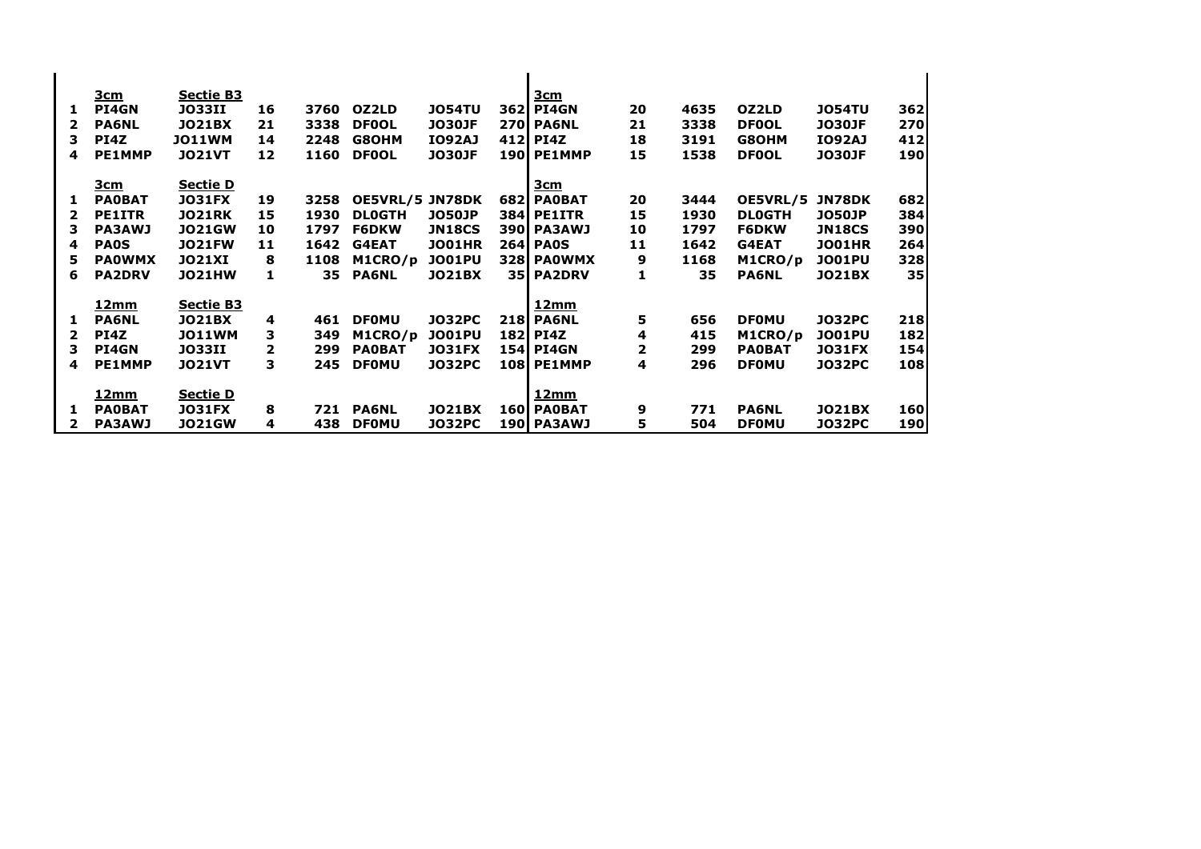| | | | | | | | | | | | | | | |
|---|---|---|---|---|---|---|---|---|---|---|---|---|---|---|
| | **3cm** | **Sectie B3** | | | | | | **3cm** | | | | | | |
| **1** | **PI4GN** | **JO33II** | **16** | **3760** | **OZ2LD** | **JO54TU** | **362** | **PI4GN** | **20** | **4635** | **OZ2LD** | **JO54TU** | **362** | |
| **2** | **PA6NL** | **JO21BX** | **21** | **3338** | **DF0OL** | **JO30JF** | **270** | **PA6NL** | **21** | **3338** | **DF0OL** | **JO30JF** | **270** | |
| **3** | **PI4Z** | **JO11WM** | **14** | **2248** | **G8OHM** | **IO92AJ** | **412** | **PI4Z** | **18** | **3191** | **G8OHM** | **IO92AJ** | **412** | |
| **4** | **PE1MMP** | **JO21VT** | **12** | **1160** | **DF0OL** | **JO30JF** | **190** | **PE1MMP** | **15** | **1538** | **DF0OL** | **JO30JF** | **190** | |
| | **3cm** | **Sectie D** | | | | | | **3cm** | | | | | | |
| **1** | **PA0BAT** | **JO31FX** | **19** | **3258** | **OE5VRL/5** | **JN78DK** | **682** | **PA0BAT** | **20** | **3444** | **OE5VRL/5** | **JN78DK** | **682** | |
| **2** | **PE1ITR** | **JO21RK** | **15** | **1930** | **DL0GTH** | **JO50JP** | **384** | **PE1ITR** | **15** | **1930** | **DL0GTH** | **JO50JP** | **384** | |
| **3** | **PA3AWJ** | **JO21GW** | **10** | **1797** | **F6DKW** | **JN18CS** | **390** | **PA3AWJ** | **10** | **1797** | **F6DKW** | **JN18CS** | **390** | |
| **4** | **PA0S** | **JO21FW** | **11** | **1642** | **G4EAT** | **JO01HR** | **264** | **PA0S** | **11** | **1642** | **G4EAT** | **JO01HR** | **264** | |
| **5** | **PA0WMX** | **JO21XI** | **8** | **1108** | **M1CRO/p** | **JO01PU** | **328** | **PA0WMX** | **9** | **1168** | **M1CRO/p** | **JO01PU** | **328** | |
| **6** | **PA2DRV** | **JO21HW** | **1** | **35** | **PA6NL** | **JO21BX** | **35** | **PA2DRV** | **1** | **35** | **PA6NL** | **JO21BX** | **35** | |
| | **12mm** | **Sectie B3** | | | | | | **12mm** | | | | | | |
| **1** | **PA6NL** | **JO21BX** | **4** | **461** | **DF0MU** | **JO32PC** | **218** | **PA6NL** | **5** | **656** | **DF0MU** | **JO32PC** | **218** | |
| **2** | **PI4Z** | **JO11WM** | **3** | **349** | **M1CRO/p** | **JO01PU** | **182** | **PI4Z** | **4** | **415** | **M1CRO/p** | **JO01PU** | **182** | |
| **3** | **PI4GN** | **JO33II** | **2** | **299** | **PA0BAT** | **JO31FX** | **154** | **PI4GN** | **2** | **299** | **PA0BAT** | **JO31FX** | **154** | |
| **4** | **PE1MMP** | **JO21VT** | **3** | **245** | **DF0MU** | **JO32PC** | **108** | **PE1MMP** | **4** | **296** | **DF0MU** | **JO32PC** | **108** | |
| | **12mm** | **Sectie D** | | | | | | **12mm** | | | | | | |
| **1** | **PA0BAT** | **JO31FX** | **8** | **721** | **PA6NL** | **JO21BX** | **160** | **PA0BAT** | **9** | **771** | **PA6NL** | **JO21BX** | **160** | |
| **2** | **PA3AWJ** | **JO21GW** | **4** | **438** | **DF0MU** | **JO32PC** | **190** | **PA3AWJ** | **5** | **504** | **DF0MU** | **JO32PC** | **190** | |